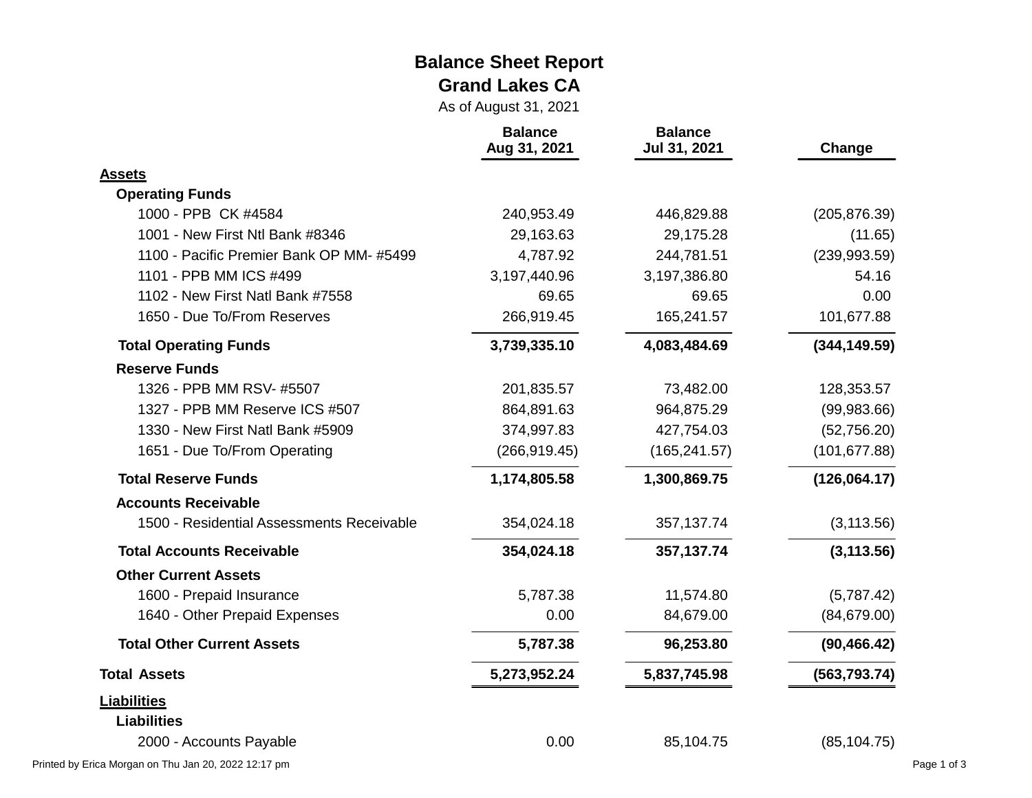# Balance Sheet Report

## Grand Lakes CA

As of August 31, 2021

| | Balance Aug 31, 2021 | Balance Jul 31, 2021 | Change |
|---|---|---|---|
| **Assets** | | | |
| **Operating Funds** | | | |
| 1000 - PPB CK #4584 | 240,953.49 | 446,829.88 | (205,876.39) |
| 1001 - New First Ntl Bank #8346 | 29,163.63 | 29,175.28 | (11.65) |
| 1100 - Pacific Premier Bank OP MM- #5499 | 4,787.92 | 244,781.51 | (239,993.59) |
| 1101 - PPB MM ICS #499 | 3,197,440.96 | 3,197,386.80 | 54.16 |
| 1102 - New First Natl Bank #7558 | 69.65 | 69.65 | 0.00 |
| 1650 - Due To/From Reserves | 266,919.45 | 165,241.57 | 101,677.88 |
| **Total Operating Funds** | **3,739,335.10** | **4,083,484.69** | **(344,149.59)** |
| **Reserve Funds** | | | |
| 1326 - PPB MM RSV- #5507 | 201,835.57 | 73,482.00 | 128,353.57 |
| 1327 - PPB MM Reserve ICS #507 | 864,891.63 | 964,875.29 | (99,983.66) |
| 1330 - New First Natl Bank #5909 | 374,997.83 | 427,754.03 | (52,756.20) |
| 1651 - Due To/From Operating | (266,919.45) | (165,241.57) | (101,677.88) |
| **Total Reserve Funds** | **1,174,805.58** | **1,300,869.75** | **(126,064.17)** |
| **Accounts Receivable** | | | |
| 1500 - Residential Assessments Receivable | 354,024.18 | 357,137.74 | (3,113.56) |
| **Total Accounts Receivable** | **354,024.18** | **357,137.74** | **(3,113.56)** |
| **Other Current Assets** | | | |
| 1600 - Prepaid Insurance | 5,787.38 | 11,574.80 | (5,787.42) |
| 1640 - Other Prepaid Expenses | 0.00 | 84,679.00 | (84,679.00) |
| **Total Other Current Assets** | **5,787.38** | **96,253.80** | **(90,466.42)** |
| **Total Assets** | **5,273,952.24** | **5,837,745.98** | **(563,793.74)** |
| **Liabilities** | | | |
| **Liabilities** | | | |
| 2000 - Accounts Payable | 0.00 | 85,104.75 | (85,104.75) |

Printed by Erica Morgan on Thu Jan 20, 2022 12:17 pm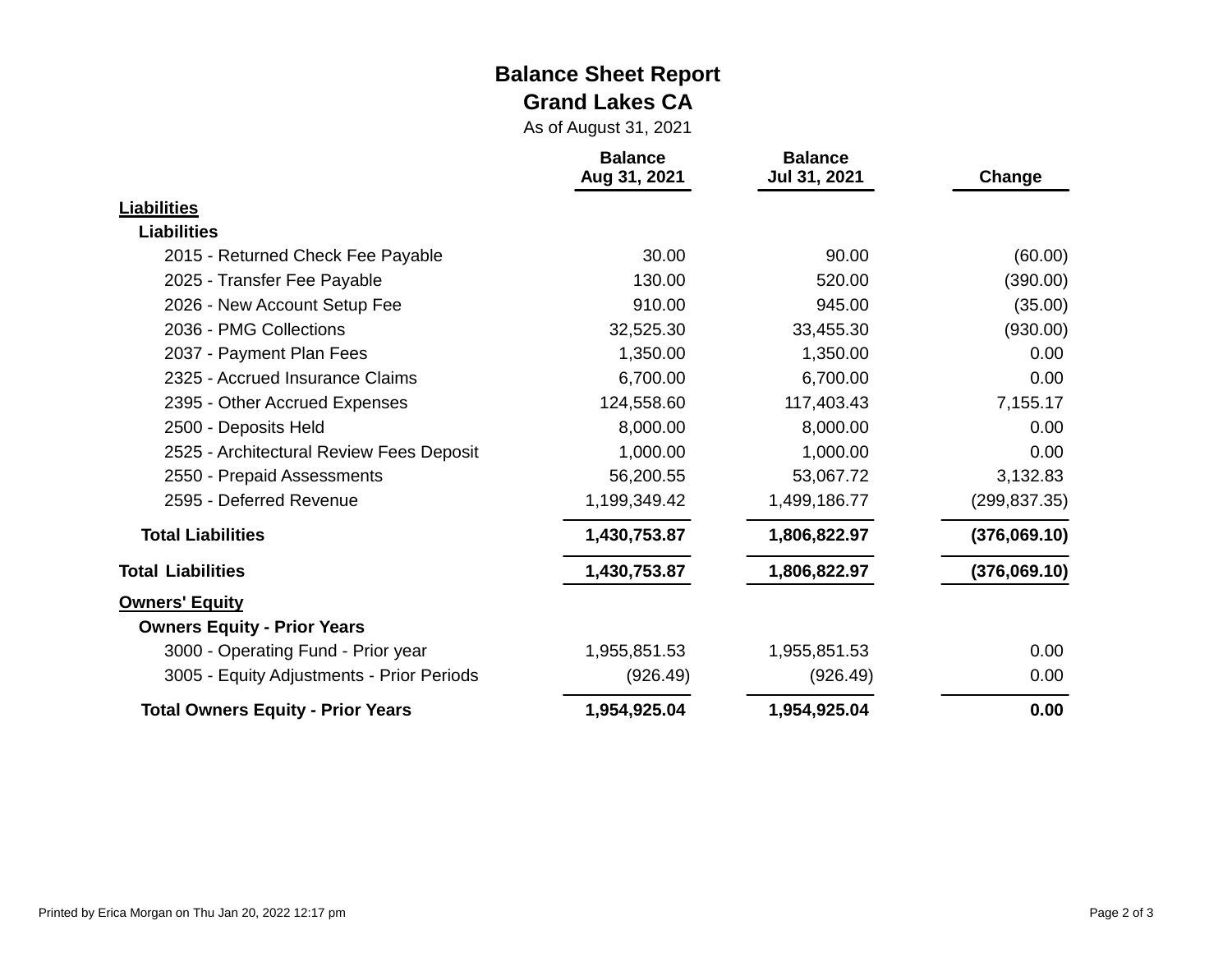# Balance Sheet Report

## Grand Lakes CA

As of August 31, 2021

| | Balance Aug 31, 2021 | Balance Jul 31, 2021 | Change |
|---|---|---|---|
| **Liabilities** | | | |
| **Liabilities** | | | |
| 2015 - Returned Check Fee Payable | 30.00 | 90.00 | (60.00) |
| 2025 - Transfer Fee Payable | 130.00 | 520.00 | (390.00) |
| 2026 - New Account Setup Fee | 910.00 | 945.00 | (35.00) |
| 2036 - PMG Collections | 32,525.30 | 33,455.30 | (930.00) |
| 2037 - Payment Plan Fees | 1,350.00 | 1,350.00 | 0.00 |
| 2325 - Accrued Insurance Claims | 6,700.00 | 6,700.00 | 0.00 |
| 2395 - Other Accrued Expenses | 124,558.60 | 117,403.43 | 7,155.17 |
| 2500 - Deposits Held | 8,000.00 | 8,000.00 | 0.00 |
| 2525 - Architectural Review Fees Deposit | 1,000.00 | 1,000.00 | 0.00 |
| 2550 - Prepaid Assessments | 56,200.55 | 53,067.72 | 3,132.83 |
| 2595 - Deferred Revenue | 1,199,349.42 | 1,499,186.77 | (299,837.35) |
| **Total Liabilities** | **1,430,753.87** | **1,806,822.97** | **(376,069.10)** |
| **Total Liabilities** | **1,430,753.87** | **1,806,822.97** | **(376,069.10)** |
| **Owners' Equity** | | | |
| **Owners Equity - Prior Years** | | | |
| 3000 - Operating Fund - Prior year | 1,955,851.53 | 1,955,851.53 | 0.00 |
| 3005 - Equity Adjustments - Prior Periods | (926.49) | (926.49) | 0.00 |
| **Total Owners Equity - Prior Years** | **1,954,925.04** | **1,954,925.04** | **0.00** |

Printed by Erica Morgan on Thu Jan 20, 2022 12:17 pm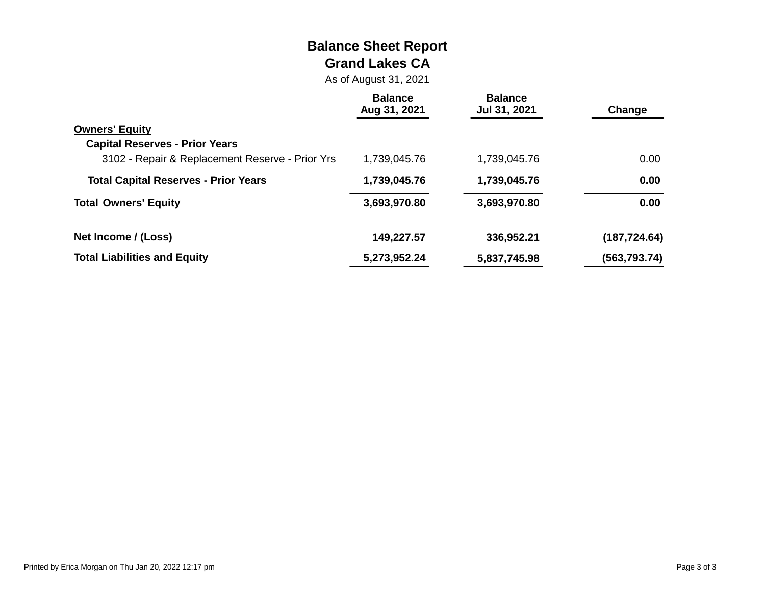# Balance Sheet Report

## Grand Lakes CA

As of August 31, 2021

| | Balance Aug 31, 2021 | Balance Jul 31, 2021 | Change |
|---|---|---|---|
| **Owners' Equity** | | | |
| **Capital Reserves - Prior Years** | | | |
| 3102 - Repair & Replacement Reserve - Prior Yrs | 1,739,045.76 | 1,739,045.76 | 0.00 |
| **Total Capital Reserves - Prior Years** | **1,739,045.76** | **1,739,045.76** | **0.00** |
| **Total Owners' Equity** | **3,693,970.80** | **3,693,970.80** | **0.00** |
| **Net Income / (Loss)** | **149,227.57** | **336,952.21** | **(187,724.64)** |
| **Total Liabilities and Equity** | **5,273,952.24** | **5,837,745.98** | **(563,793.74)** |

Printed by Erica Morgan on Thu Jan 20, 2022 12:17 pm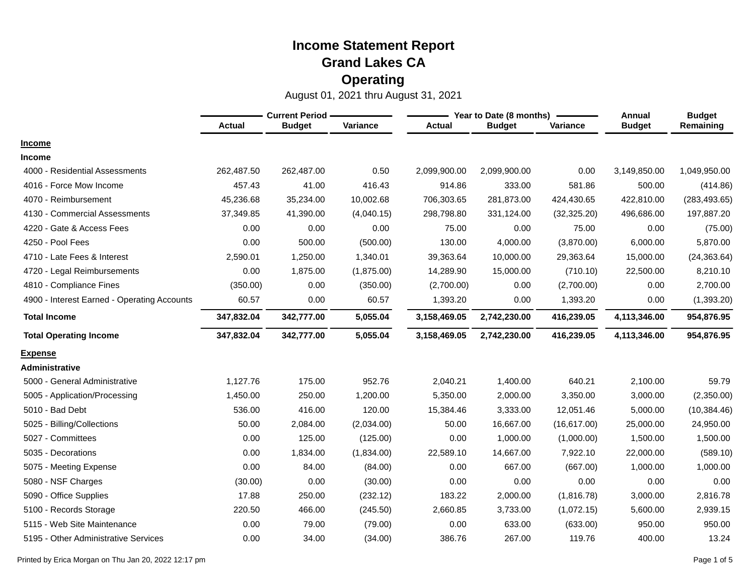# Income Statement Report
# Grand Lakes CA
# Operating

August 01, 2021 thru August 31, 2021

| | Current Period | | | Year to Date (8 months) | | | Annual | Budget |
|---|---|---|---|---|---|---|---|---|
| | Actual | Budget | Variance | Actual | Budget | Variance | Budget | Remaining |
| **Income** | | | | | | | | |
| **Income** | | | | | | | | |
| 4000 - Residential Assessments | 262,487.50 | 262,487.00 | 0.50 | 2,099,900.00 | 2,099,900.00 | 0.00 | 3,149,850.00 | 1,049,950.00 |
| 4016 - Force Mow Income | 457.43 | 41.00 | 416.43 | 914.86 | 333.00 | 581.86 | 500.00 | (414.86) |
| 4070 - Reimbursement | 45,236.68 | 35,234.00 | 10,002.68 | 706,303.65 | 281,873.00 | 424,430.65 | 422,810.00 | (283,493.65) |
| 4130 - Commercial Assessments | 37,349.85 | 41,390.00 | (4,040.15) | 298,798.80 | 331,124.00 | (32,325.20) | 496,686.00 | 197,887.20 |
| 4220 - Gate & Access Fees | 0.00 | 0.00 | 0.00 | 75.00 | 0.00 | 75.00 | 0.00 | (75.00) |
| 4250 - Pool Fees | 0.00 | 500.00 | (500.00) | 130.00 | 4,000.00 | (3,870.00) | 6,000.00 | 5,870.00 |
| 4710 - Late Fees & Interest | 2,590.01 | 1,250.00 | 1,340.01 | 39,363.64 | 10,000.00 | 29,363.64 | 15,000.00 | (24,363.64) |
| 4720 - Legal Reimbursements | 0.00 | 1,875.00 | (1,875.00) | 14,289.90 | 15,000.00 | (710.10) | 22,500.00 | 8,210.10 |
| 4810 - Compliance Fines | (350.00) | 0.00 | (350.00) | (2,700.00) | 0.00 | (2,700.00) | 0.00 | 2,700.00 |
| 4900 - Interest Earned - Operating Accounts | 60.57 | 0.00 | 60.57 | 1,393.20 | 0.00 | 1,393.20 | 0.00 | (1,393.20) |
| **Total Income** | **347,832.04** | **342,777.00** | **5,055.04** | **3,158,469.05** | **2,742,230.00** | **416,239.05** | **4,113,346.00** | **954,876.95** |
| **Total Operating Income** | **347,832.04** | **342,777.00** | **5,055.04** | **3,158,469.05** | **2,742,230.00** | **416,239.05** | **4,113,346.00** | **954,876.95** |
| **Expense** | | | | | | | | |
| **Administrative** | | | | | | | | |
| 5000 - General Administrative | 1,127.76 | 175.00 | 952.76 | 2,040.21 | 1,400.00 | 640.21 | 2,100.00 | 59.79 |
| 5005 - Application/Processing | 1,450.00 | 250.00 | 1,200.00 | 5,350.00 | 2,000.00 | 3,350.00 | 3,000.00 | (2,350.00) |
| 5010 - Bad Debt | 536.00 | 416.00 | 120.00 | 15,384.46 | 3,333.00 | 12,051.46 | 5,000.00 | (10,384.46) |
| 5025 - Billing/Collections | 50.00 | 2,084.00 | (2,034.00) | 50.00 | 16,667.00 | (16,617.00) | 25,000.00 | 24,950.00 |
| 5027 - Committees | 0.00 | 125.00 | (125.00) | 0.00 | 1,000.00 | (1,000.00) | 1,500.00 | 1,500.00 |
| 5035 - Decorations | 0.00 | 1,834.00 | (1,834.00) | 22,589.10 | 14,667.00 | 7,922.10 | 22,000.00 | (589.10) |
| 5075 - Meeting Expense | 0.00 | 84.00 | (84.00) | 0.00 | 667.00 | (667.00) | 1,000.00 | 1,000.00 |
| 5080 - NSF Charges | (30.00) | 0.00 | (30.00) | 0.00 | 0.00 | 0.00 | 0.00 | 0.00 |
| 5090 - Office Supplies | 17.88 | 250.00 | (232.12) | 183.22 | 2,000.00 | (1,816.78) | 3,000.00 | 2,816.78 |
| 5100 - Records Storage | 220.50 | 466.00 | (245.50) | 2,660.85 | 3,733.00 | (1,072.15) | 5,600.00 | 2,939.15 |
| 5115 - Web Site Maintenance | 0.00 | 79.00 | (79.00) | 0.00 | 633.00 | (633.00) | 950.00 | 950.00 |
| 5195 - Other Administrative Services | 0.00 | 34.00 | (34.00) | 386.76 | 267.00 | 119.76 | 400.00 | 13.24 |

Printed by Erica Morgan on Thu Jan 20, 2022 12:17 pm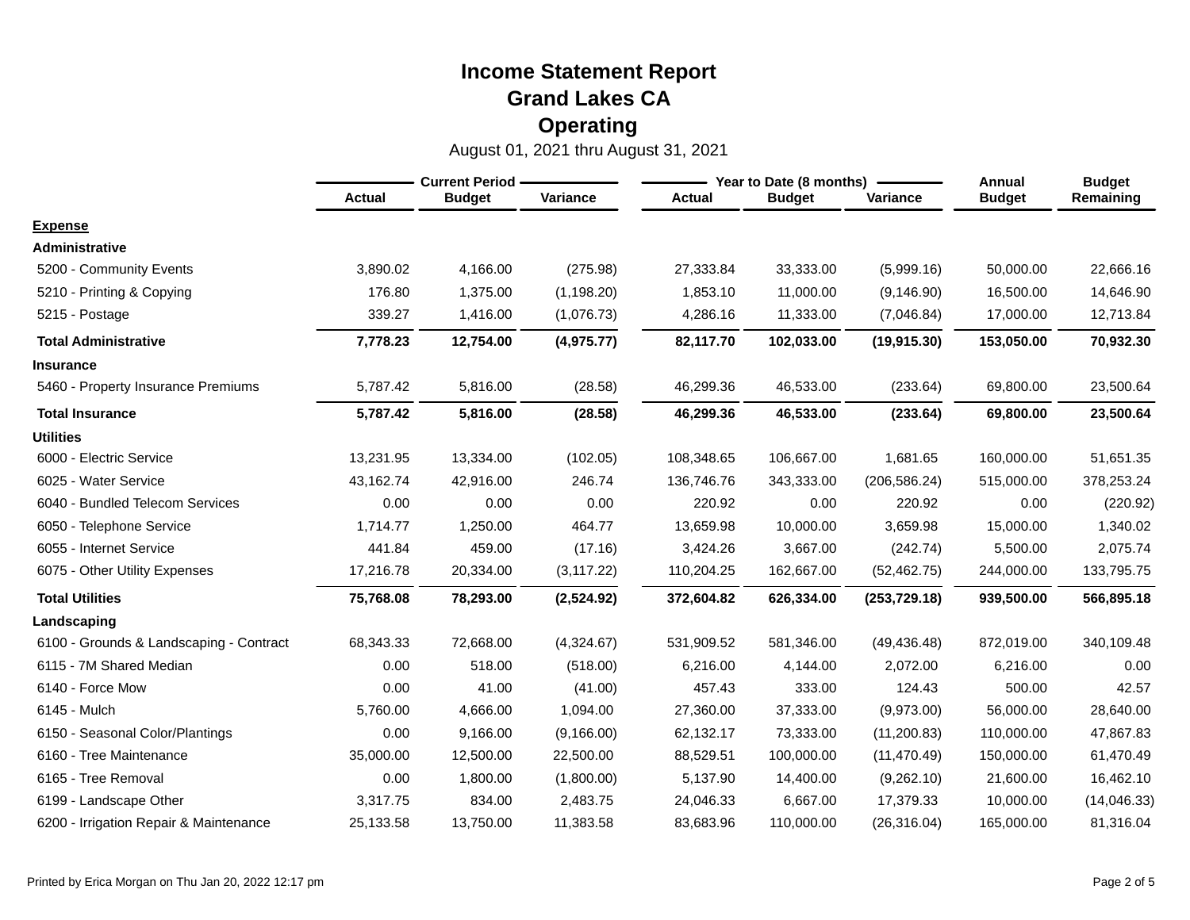# Income Statement Report
## Grand Lakes CA
## Operating

August 01, 2021 thru August 31, 2021

| | Current Period | | | Year to Date (8 months) | | | Annual | Budget |
|---|---|---|---|---|---|---|---|---|
| | Actual | Budget | Variance | Actual | Budget | Variance | Budget | Remaining |
| **Expense** | | | | | | | | |
| **Administrative** | | | | | | | | |
| 5200 - Community Events | 3,890.02 | 4,166.00 | (275.98) | 27,333.84 | 33,333.00 | (5,999.16) | 50,000.00 | 22,666.16 |
| 5210 - Printing & Copying | 176.80 | 1,375.00 | (1,198.20) | 1,853.10 | 11,000.00 | (9,146.90) | 16,500.00 | 14,646.90 |
| 5215 - Postage | 339.27 | 1,416.00 | (1,076.73) | 4,286.16 | 11,333.00 | (7,046.84) | 17,000.00 | 12,713.84 |
| **Total Administrative** | **7,778.23** | **12,754.00** | **(4,975.77)** | **82,117.70** | **102,033.00** | **(19,915.30)** | **153,050.00** | **70,932.30** |
| **Insurance** | | | | | | | | |
| 5460 - Property Insurance Premiums | 5,787.42 | 5,816.00 | (28.58) | 46,299.36 | 46,533.00 | (233.64) | 69,800.00 | 23,500.64 |
| **Total Insurance** | **5,787.42** | **5,816.00** | **(28.58)** | **46,299.36** | **46,533.00** | **(233.64)** | **69,800.00** | **23,500.64** |
| **Utilities** | | | | | | | | |
| 6000 - Electric Service | 13,231.95 | 13,334.00 | (102.05) | 108,348.65 | 106,667.00 | 1,681.65 | 160,000.00 | 51,651.35 |
| 6025 - Water Service | 43,162.74 | 42,916.00 | 246.74 | 136,746.76 | 343,333.00 | (206,586.24) | 515,000.00 | 378,253.24 |
| 6040 - Bundled Telecom Services | 0.00 | 0.00 | 0.00 | 220.92 | 0.00 | 220.92 | 0.00 | (220.92) |
| 6050 - Telephone Service | 1,714.77 | 1,250.00 | 464.77 | 13,659.98 | 10,000.00 | 3,659.98 | 15,000.00 | 1,340.02 |
| 6055 - Internet Service | 441.84 | 459.00 | (17.16) | 3,424.26 | 3,667.00 | (242.74) | 5,500.00 | 2,075.74 |
| 6075 - Other Utility Expenses | 17,216.78 | 20,334.00 | (3,117.22) | 110,204.25 | 162,667.00 | (52,462.75) | 244,000.00 | 133,795.75 |
| **Total Utilities** | **75,768.08** | **78,293.00** | **(2,524.92)** | **372,604.82** | **626,334.00** | **(253,729.18)** | **939,500.00** | **566,895.18** |
| **Landscaping** | | | | | | | | |
| 6100 - Grounds & Landscaping - Contract | 68,343.33 | 72,668.00 | (4,324.67) | 531,909.52 | 581,346.00 | (49,436.48) | 872,019.00 | 340,109.48 |
| 6115 - 7M Shared Median | 0.00 | 518.00 | (518.00) | 6,216.00 | 4,144.00 | 2,072.00 | 6,216.00 | 0.00 |
| 6140 - Force Mow | 0.00 | 41.00 | (41.00) | 457.43 | 333.00 | 124.43 | 500.00 | 42.57 |
| 6145 - Mulch | 5,760.00 | 4,666.00 | 1,094.00 | 27,360.00 | 37,333.00 | (9,973.00) | 56,000.00 | 28,640.00 |
| 6150 - Seasonal Color/Plantings | 0.00 | 9,166.00 | (9,166.00) | 62,132.17 | 73,333.00 | (11,200.83) | 110,000.00 | 47,867.83 |
| 6160 - Tree Maintenance | 35,000.00 | 12,500.00 | 22,500.00 | 88,529.51 | 100,000.00 | (11,470.49) | 150,000.00 | 61,470.49 |
| 6165 - Tree Removal | 0.00 | 1,800.00 | (1,800.00) | 5,137.90 | 14,400.00 | (9,262.10) | 21,600.00 | 16,462.10 |
| 6199 - Landscape Other | 3,317.75 | 834.00 | 2,483.75 | 24,046.33 | 6,667.00 | 17,379.33 | 10,000.00 | (14,046.33) |
| 6200 - Irrigation Repair & Maintenance | 25,133.58 | 13,750.00 | 11,383.58 | 83,683.96 | 110,000.00 | (26,316.04) | 165,000.00 | 81,316.04 |

Printed by Erica Morgan on Thu Jan 20, 2022 12:17 pm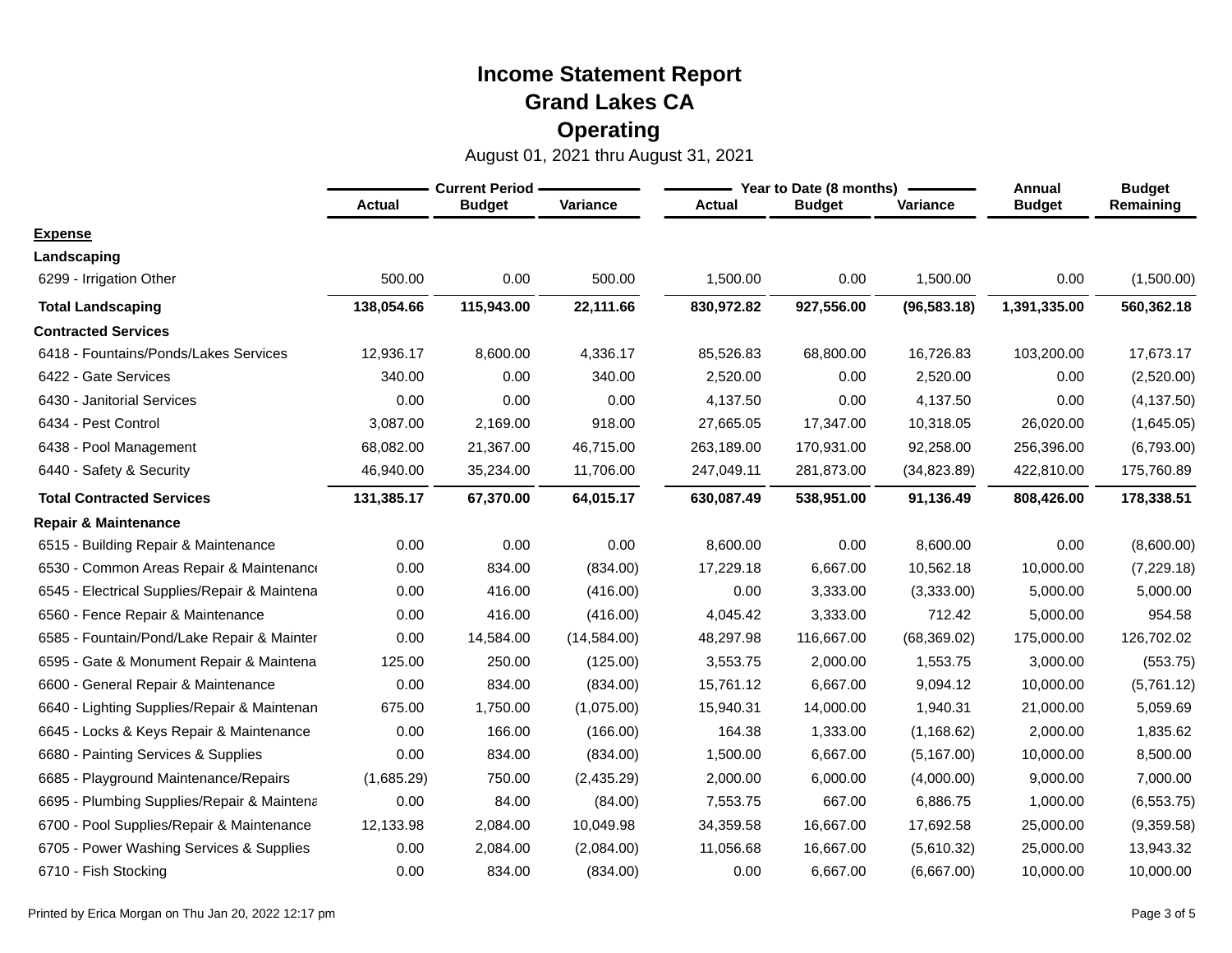# Income Statement Report
# Grand Lakes CA
# Operating

August 01, 2021 thru August 31, 2021

| | Current Period | | | Year to Date (8 months) | | | Annual | Budget |
|---|---|---|---|---|---|---|---|---|
| | Actual | Budget | Variance | Actual | Budget | Variance | Budget | Remaining |
| **Expense** | | | | | | | | |
| **Landscaping** | | | | | | | | |
| 6299 - Irrigation Other | 500.00 | 0.00 | 500.00 | 1,500.00 | 0.00 | 1,500.00 | 0.00 | (1,500.00) |
| **Total Landscaping** | **138,054.66** | **115,943.00** | **22,111.66** | **830,972.82** | **927,556.00** | **(96,583.18)** | **1,391,335.00** | **560,362.18** |
| **Contracted Services** | | | | | | | | |
| 6418 - Fountains/Ponds/Lakes Services | 12,936.17 | 8,600.00 | 4,336.17 | 85,526.83 | 68,800.00 | 16,726.83 | 103,200.00 | 17,673.17 |
| 6422 - Gate Services | 340.00 | 0.00 | 340.00 | 2,520.00 | 0.00 | 2,520.00 | 0.00 | (2,520.00) |
| 6430 - Janitorial Services | 0.00 | 0.00 | 0.00 | 4,137.50 | 0.00 | 4,137.50 | 0.00 | (4,137.50) |
| 6434 - Pest Control | 3,087.00 | 2,169.00 | 918.00 | 27,665.05 | 17,347.00 | 10,318.05 | 26,020.00 | (1,645.05) |
| 6438 - Pool Management | 68,082.00 | 21,367.00 | 46,715.00 | 263,189.00 | 170,931.00 | 92,258.00 | 256,396.00 | (6,793.00) |
| 6440 - Safety & Security | 46,940.00 | 35,234.00 | 11,706.00 | 247,049.11 | 281,873.00 | (34,823.89) | 422,810.00 | 175,760.89 |
| **Total Contracted Services** | **131,385.17** | **67,370.00** | **64,015.17** | **630,087.49** | **538,951.00** | **91,136.49** | **808,426.00** | **178,338.51** |
| **Repair & Maintenance** | | | | | | | | |
| 6515 - Building Repair & Maintenance | 0.00 | 0.00 | 0.00 | 8,600.00 | 0.00 | 8,600.00 | 0.00 | (8,600.00) |
| 6530 - Common Areas Repair & Maintenance | 0.00 | 834.00 | (834.00) | 17,229.18 | 6,667.00 | 10,562.18 | 10,000.00 | (7,229.18) |
| 6545 - Electrical Supplies/Repair & Maintena | 0.00 | 416.00 | (416.00) | 0.00 | 3,333.00 | (3,333.00) | 5,000.00 | 5,000.00 |
| 6560 - Fence Repair & Maintenance | 0.00 | 416.00 | (416.00) | 4,045.42 | 3,333.00 | 712.42 | 5,000.00 | 954.58 |
| 6585 - Fountain/Pond/Lake Repair & Mainter | 0.00 | 14,584.00 | (14,584.00) | 48,297.98 | 116,667.00 | (68,369.02) | 175,000.00 | 126,702.02 |
| 6595 - Gate & Monument Repair & Maintena | 125.00 | 250.00 | (125.00) | 3,553.75 | 2,000.00 | 1,553.75 | 3,000.00 | (553.75) |
| 6600 - General Repair & Maintenance | 0.00 | 834.00 | (834.00) | 15,761.12 | 6,667.00 | 9,094.12 | 10,000.00 | (5,761.12) |
| 6640 - Lighting Supplies/Repair & Maintenan | 675.00 | 1,750.00 | (1,075.00) | 15,940.31 | 14,000.00 | 1,940.31 | 21,000.00 | 5,059.69 |
| 6645 - Locks & Keys Repair & Maintenance | 0.00 | 166.00 | (166.00) | 164.38 | 1,333.00 | (1,168.62) | 2,000.00 | 1,835.62 |
| 6680 - Painting Services & Supplies | 0.00 | 834.00 | (834.00) | 1,500.00 | 6,667.00 | (5,167.00) | 10,000.00 | 8,500.00 |
| 6685 - Playground Maintenance/Repairs | (1,685.29) | 750.00 | (2,435.29) | 2,000.00 | 6,000.00 | (4,000.00) | 9,000.00 | 7,000.00 |
| 6695 - Plumbing Supplies/Repair & Maintena | 0.00 | 84.00 | (84.00) | 7,553.75 | 667.00 | 6,886.75 | 1,000.00 | (6,553.75) |
| 6700 - Pool Supplies/Repair & Maintenance | 12,133.98 | 2,084.00 | 10,049.98 | 34,359.58 | 16,667.00 | 17,692.58 | 25,000.00 | (9,359.58) |
| 6705 - Power Washing Services & Supplies | 0.00 | 2,084.00 | (2,084.00) | 11,056.68 | 16,667.00 | (5,610.32) | 25,000.00 | 13,943.32 |
| 6710 - Fish Stocking | 0.00 | 834.00 | (834.00) | 0.00 | 6,667.00 | (6,667.00) | 10,000.00 | 10,000.00 |

Printed by Erica Morgan on Thu Jan 20, 2022 12:17 pm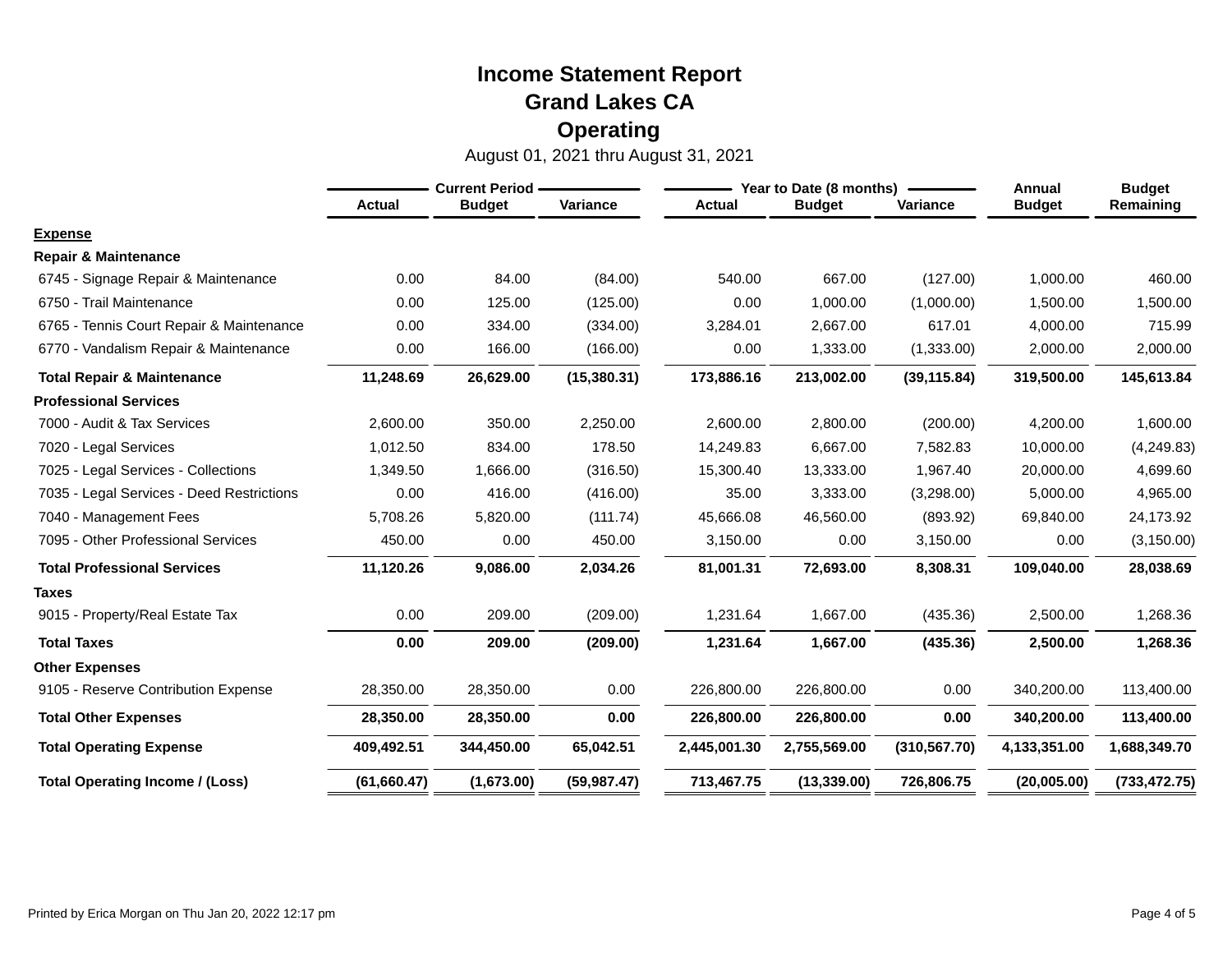# Income Statement Report

## Grand Lakes CA

## Operating

August 01, 2021 thru August 31, 2021

| | Current Period | | | Year to Date (8 months) | | | Annual | Budget |
|---|---|---|---|---|---|---|---|---|
| | Actual | Budget | Variance | Actual | Budget | Variance | Budget | Remaining |
| **Expense** | | | | | | | | |
| **Repair & Maintenance** | | | | | | | | |
| 6745 - Signage Repair & Maintenance | 0.00 | 84.00 | (84.00) | 540.00 | 667.00 | (127.00) | 1,000.00 | 460.00 |
| 6750 - Trail Maintenance | 0.00 | 125.00 | (125.00) | 0.00 | 1,000.00 | (1,000.00) | 1,500.00 | 1,500.00 |
| 6765 - Tennis Court Repair & Maintenance | 0.00 | 334.00 | (334.00) | 3,284.01 | 2,667.00 | 617.01 | 4,000.00 | 715.99 |
| 6770 - Vandalism Repair & Maintenance | 0.00 | 166.00 | (166.00) | 0.00 | 1,333.00 | (1,333.00) | 2,000.00 | 2,000.00 |
| **Total Repair & Maintenance** | **11,248.69** | **26,629.00** | **(15,380.31)** | **173,886.16** | **213,002.00** | **(39,115.84)** | **319,500.00** | **145,613.84** |
| **Professional Services** | | | | | | | | |
| 7000 - Audit & Tax Services | 2,600.00 | 350.00 | 2,250.00 | 2,600.00 | 2,800.00 | (200.00) | 4,200.00 | 1,600.00 |
| 7020 - Legal Services | 1,012.50 | 834.00 | 178.50 | 14,249.83 | 6,667.00 | 7,582.83 | 10,000.00 | (4,249.83) |
| 7025 - Legal Services - Collections | 1,349.50 | 1,666.00 | (316.50) | 15,300.40 | 13,333.00 | 1,967.40 | 20,000.00 | 4,699.60 |
| 7035 - Legal Services - Deed Restrictions | 0.00 | 416.00 | (416.00) | 35.00 | 3,333.00 | (3,298.00) | 5,000.00 | 4,965.00 |
| 7040 - Management Fees | 5,708.26 | 5,820.00 | (111.74) | 45,666.08 | 46,560.00 | (893.92) | 69,840.00 | 24,173.92 |
| 7095 - Other Professional Services | 450.00 | 0.00 | 450.00 | 3,150.00 | 0.00 | 3,150.00 | 0.00 | (3,150.00) |
| **Total Professional Services** | **11,120.26** | **9,086.00** | **2,034.26** | **81,001.31** | **72,693.00** | **8,308.31** | **109,040.00** | **28,038.69** |
| **Taxes** | | | | | | | | |
| 9015 - Property/Real Estate Tax | 0.00 | 209.00 | (209.00) | 1,231.64 | 1,667.00 | (435.36) | 2,500.00 | 1,268.36 |
| **Total Taxes** | **0.00** | **209.00** | **(209.00)** | **1,231.64** | **1,667.00** | **(435.36)** | **2,500.00** | **1,268.36** |
| **Other Expenses** | | | | | | | | |
| 9105 - Reserve Contribution Expense | 28,350.00 | 28,350.00 | 0.00 | 226,800.00 | 226,800.00 | 0.00 | 340,200.00 | 113,400.00 |
| **Total Other Expenses** | **28,350.00** | **28,350.00** | **0.00** | **226,800.00** | **226,800.00** | **0.00** | **340,200.00** | **113,400.00** |
| **Total Operating Expense** | **409,492.51** | **344,450.00** | **65,042.51** | **2,445,001.30** | **2,755,569.00** | **(310,567.70)** | **4,133,351.00** | **1,688,349.70** |
| **Total Operating Income / (Loss)** | **(61,660.47)** | **(1,673.00)** | **(59,987.47)** | **713,467.75** | **(13,339.00)** | **726,806.75** | **(20,005.00)** | **(733,472.75)** |

Printed by Erica Morgan on Thu Jan 20, 2022 12:17 pm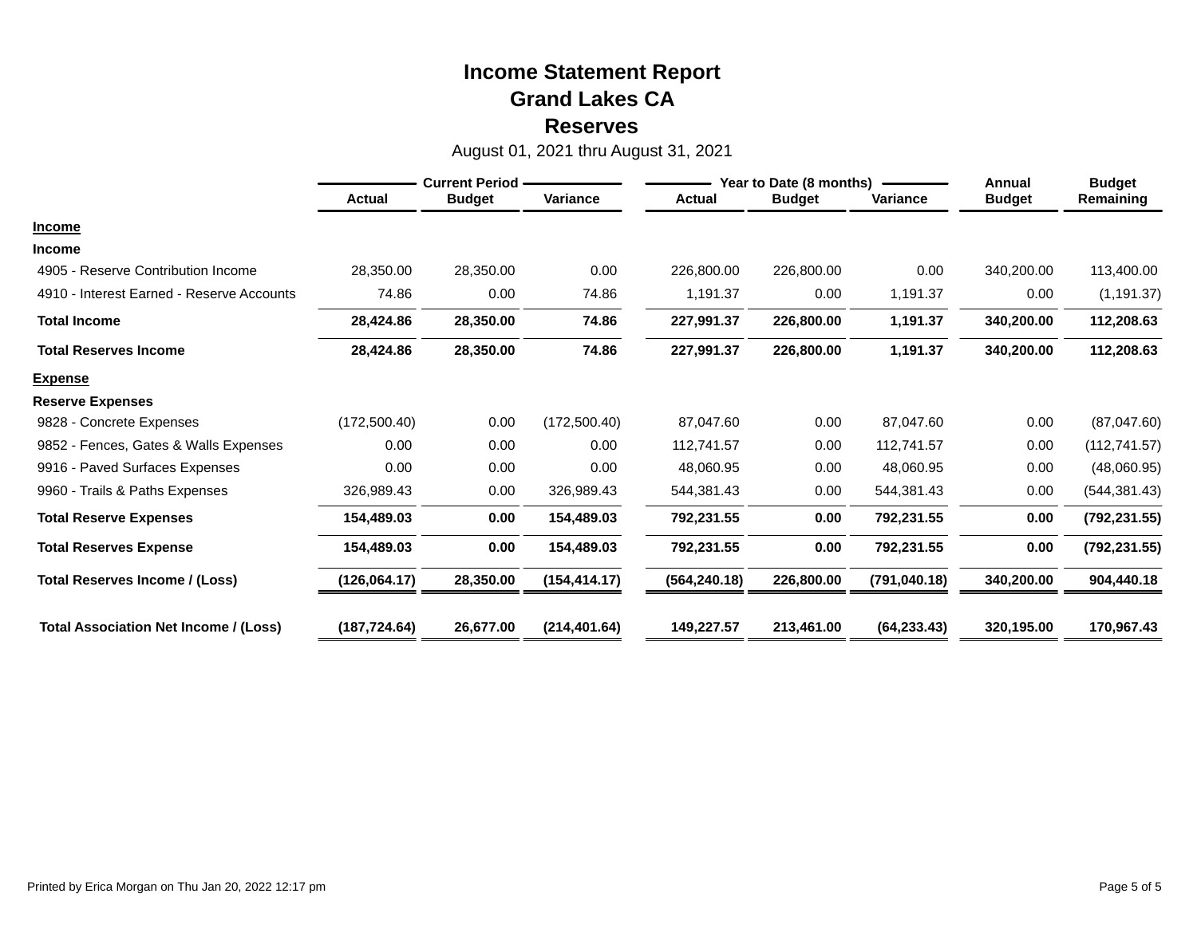# Income Statement Report
## Grand Lakes CA
## Reserves

August 01, 2021 thru August 31, 2021

| | Current Period | | | Year to Date (8 months) | | | Annual | Budget |
|---|---|---|---|---|---|---|---|---|
| | Actual | Budget | Variance | Actual | Budget | Variance | Budget | Remaining |
| **Income** | | | | | | | | |
| **Income** | | | | | | | | |
| 4905 - Reserve Contribution Income | 28,350.00 | 28,350.00 | 0.00 | 226,800.00 | 226,800.00 | 0.00 | 340,200.00 | 113,400.00 |
| 4910 - Interest Earned - Reserve Accounts | 74.86 | 0.00 | 74.86 | 1,191.37 | 0.00 | 1,191.37 | 0.00 | (1,191.37) |
| **Total Income** | **28,424.86** | **28,350.00** | **74.86** | **227,991.37** | **226,800.00** | **1,191.37** | **340,200.00** | **112,208.63** |
| **Total Reserves Income** | **28,424.86** | **28,350.00** | **74.86** | **227,991.37** | **226,800.00** | **1,191.37** | **340,200.00** | **112,208.63** |
| **Expense** | | | | | | | | |
| **Reserve Expenses** | | | | | | | | |
| 9828 - Concrete Expenses | (172,500.40) | 0.00 | (172,500.40) | 87,047.60 | 0.00 | 87,047.60 | 0.00 | (87,047.60) |
| 9852 - Fences, Gates & Walls Expenses | 0.00 | 0.00 | 0.00 | 112,741.57 | 0.00 | 112,741.57 | 0.00 | (112,741.57) |
| 9916 - Paved Surfaces Expenses | 0.00 | 0.00 | 0.00 | 48,060.95 | 0.00 | 48,060.95 | 0.00 | (48,060.95) |
| 9960 - Trails & Paths Expenses | 326,989.43 | 0.00 | 326,989.43 | 544,381.43 | 0.00 | 544,381.43 | 0.00 | (544,381.43) |
| **Total Reserve Expenses** | **154,489.03** | **0.00** | **154,489.03** | **792,231.55** | **0.00** | **792,231.55** | **0.00** | **(792,231.55)** |
| **Total Reserves Expense** | **154,489.03** | **0.00** | **154,489.03** | **792,231.55** | **0.00** | **792,231.55** | **0.00** | **(792,231.55)** |
| **Total Reserves Income / (Loss)** | **(126,064.17)** | **28,350.00** | **(154,414.17)** | **(564,240.18)** | **226,800.00** | **(791,040.18)** | **340,200.00** | **904,440.18** |
| **Total Association Net Income / (Loss)** | **(187,724.64)** | **26,677.00** | **(214,401.64)** | **149,227.57** | **213,461.00** | **(64,233.43)** | **320,195.00** | **170,967.43** |

Printed by Erica Morgan on Thu Jan 20, 2022 12:17 pm